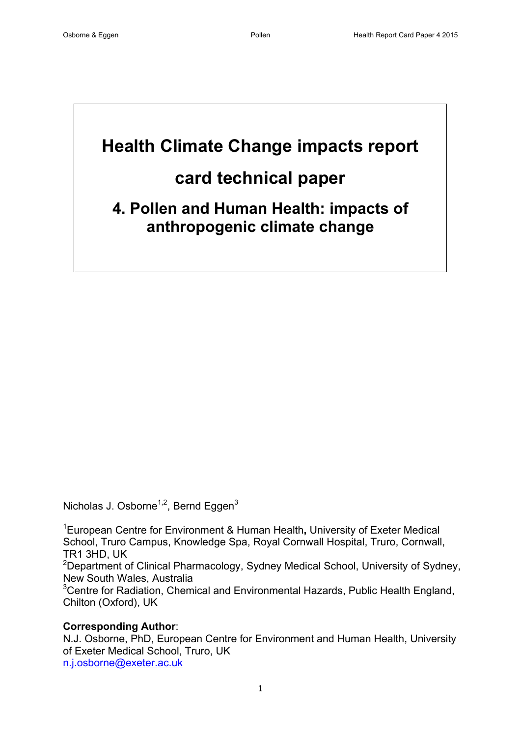# Health Climate Change impacts report card technical paper

## 4. Pollen and Human Health: impacts of anthropogenic climate change

Nicholas J. Osborne[1,2], Bernd Eggen[3]

[1]European Centre for Environment & Human Health**,** University of Exeter Medical School, Truro Campus, Knowledge Spa, Royal Cornwall Hospital, Truro, Cornwall, TR1 3HD, UK
[2]Department of Clinical Pharmacology, Sydney Medical School, University of Sydney, New South Wales, Australia
[3]Centre for Radiation, Chemical and Environmental Hazards, Public Health England, Chilton (Oxford), UK

**Corresponding Author**:
N.J. Osborne, PhD, European Centre for Environment and Human Health, University of Exeter Medical School, Truro, UK
n.j.osborne@exeter.ac.uk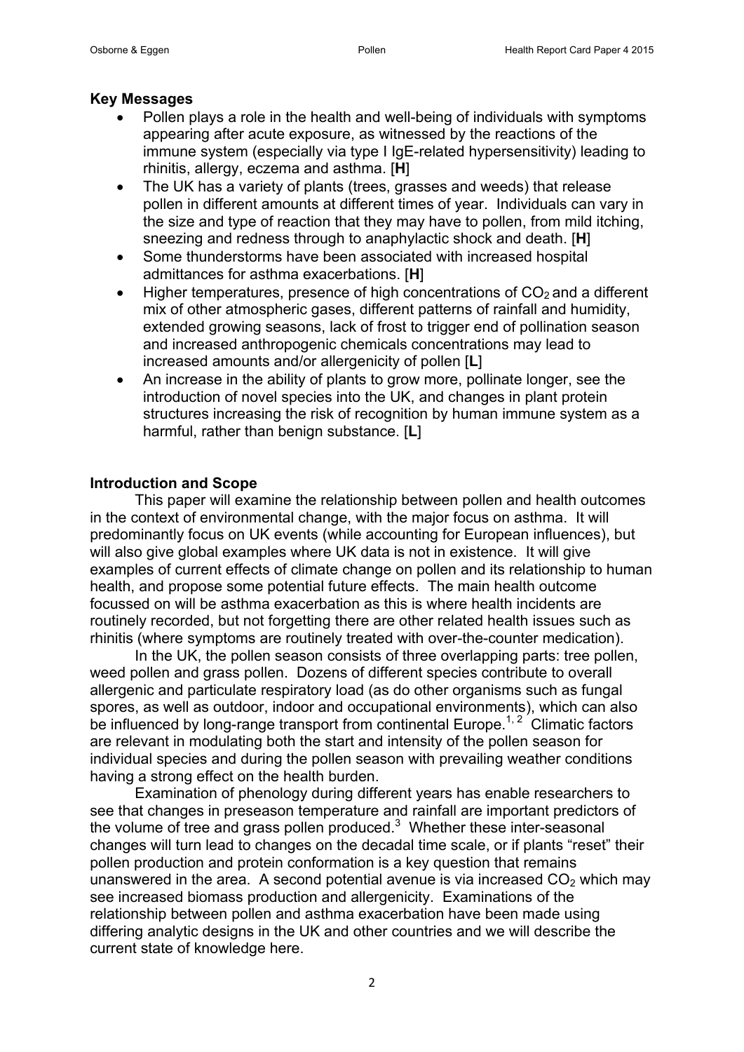**Key Messages**

- Pollen plays a role in the health and well-being of individuals with symptoms appearing after acute exposure, as witnessed by the reactions of the immune system (especially via type I IgE-related hypersensitivity) leading to rhinitis, allergy, eczema and asthma. [**H**]
- The UK has a variety of plants (trees, grasses and weeds) that release pollen in different amounts at different times of year. Individuals can vary in the size and type of reaction that they may have to pollen, from mild itching, sneezing and redness through to anaphylactic shock and death. [**H**]
- Some thunderstorms have been associated with increased hospital admittances for asthma exacerbations. [**H**]
- Higher temperatures, presence of high concentrations of $CO_2$ and a different mix of other atmospheric gases, different patterns of rainfall and humidity, extended growing seasons, lack of frost to trigger end of pollination season and increased anthropogenic chemicals concentrations may lead to increased amounts and/or allergenicity of pollen [**L**]
- An increase in the ability of plants to grow more, pollinate longer, see the introduction of novel species into the UK, and changes in plant protein structures increasing the risk of recognition by human immune system as a harmful, rather than benign substance. [**L**]

**Introduction and Scope**

This paper will examine the relationship between pollen and health outcomes in the context of environmental change, with the major focus on asthma. It will predominantly focus on UK events (while accounting for European influences), but will also give global examples where UK data is not in existence. It will give examples of current effects of climate change on pollen and its relationship to human health, and propose some potential future effects. The main health outcome focussed on will be asthma exacerbation as this is where health incidents are routinely recorded, but not forgetting there are other related health issues such as rhinitis (where symptoms are routinely treated with over-the-counter medication).

In the UK, the pollen season consists of three overlapping parts: tree pollen, weed pollen and grass pollen. Dozens of different species contribute to overall allergenic and particulate respiratory load (as do other organisms such as fungal spores, as well as outdoor, indoor and occupational environments), which can also be influenced by long-range transport from continental Europe.[1, 2] Climatic factors are relevant in modulating both the start and intensity of the pollen season for individual species and during the pollen season with prevailing weather conditions having a strong effect on the health burden.

Examination of phenology during different years has enable researchers to see that changes in preseason temperature and rainfall are important predictors of the volume of tree and grass pollen produced.[3] Whether these inter-seasonal changes will turn lead to changes on the decadal time scale, or if plants "reset" their pollen production and protein conformation is a key question that remains unanswered in the area. A second potential avenue is via increased $CO_2$ which may see increased biomass production and allergenicity. Examinations of the relationship between pollen and asthma exacerbation have been made using differing analytic designs in the UK and other countries and we will describe the current state of knowledge here.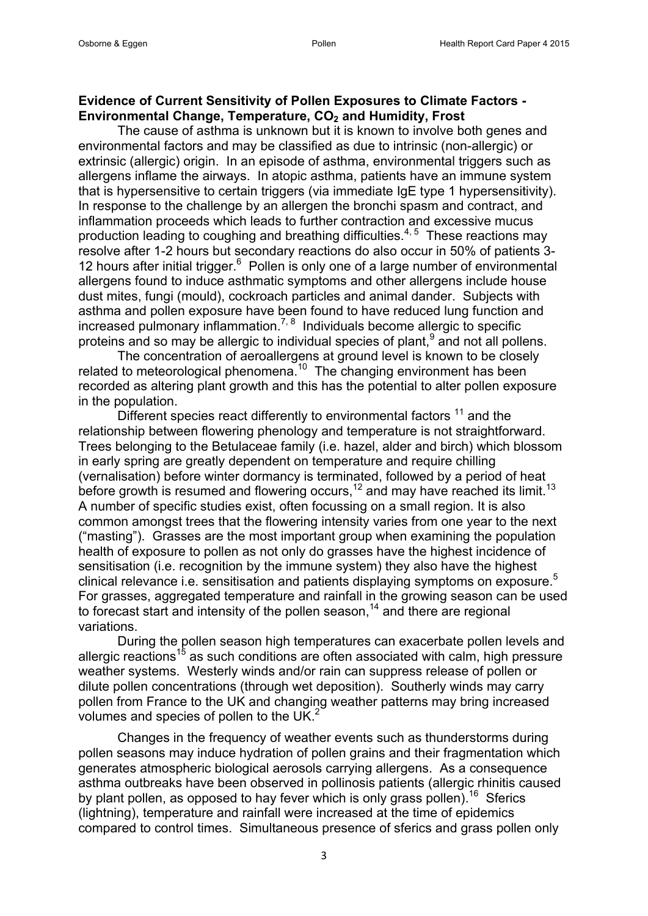**Evidence of Current Sensitivity of Pollen Exposures to Climate Factors - Environmental Change, Temperature, $CO_2$ and Humidity, Frost**

The cause of asthma is unknown but it is known to involve both genes and environmental factors and may be classified as due to intrinsic (non-allergic) or extrinsic (allergic) origin. In an episode of asthma, environmental triggers such as allergens inflame the airways. In atopic asthma, patients have an immune system that is hypersensitive to certain triggers (via immediate IgE type 1 hypersensitivity). In response to the challenge by an allergen the bronchi spasm and contract, and inflammation proceeds which leads to further contraction and excessive mucus production leading to coughing and breathing difficulties.[4, 5] These reactions may resolve after 1-2 hours but secondary reactions do also occur in 50% of patients 3-12 hours after initial trigger.[6] Pollen is only one of a large number of environmental allergens found to induce asthmatic symptoms and other allergens include house dust mites, fungi (mould), cockroach particles and animal dander. Subjects with asthma and pollen exposure have been found to have reduced lung function and increased pulmonary inflammation.[7, 8] Individuals become allergic to specific proteins and so may be allergic to individual species of plant,[9] and not all pollens.

The concentration of aeroallergens at ground level is known to be closely related to meteorological phenomena.[10] The changing environment has been recorded as altering plant growth and this has the potential to alter pollen exposure in the population.

Different species react differently to environmental factors [11] and the relationship between flowering phenology and temperature is not straightforward. Trees belonging to the Betulaceae family (i.e. hazel, alder and birch) which blossom in early spring are greatly dependent on temperature and require chilling (vernalisation) before winter dormancy is terminated, followed by a period of heat before growth is resumed and flowering occurs,[12] and may have reached its limit.[13] A number of specific studies exist, often focussing on a small region. It is also common amongst trees that the flowering intensity varies from one year to the next ("masting"). Grasses are the most important group when examining the population health of exposure to pollen as not only do grasses have the highest incidence of sensitisation (i.e. recognition by the immune system) they also have the highest clinical relevance i.e. sensitisation and patients displaying symptoms on exposure.[5] For grasses, aggregated temperature and rainfall in the growing season can be used to forecast start and intensity of the pollen season,[14] and there are regional variations.

During the pollen season high temperatures can exacerbate pollen levels and allergic reactions[15] as such conditions are often associated with calm, high pressure weather systems. Westerly winds and/or rain can suppress release of pollen or dilute pollen concentrations (through wet deposition). Southerly winds may carry pollen from France to the UK and changing weather patterns may bring increased volumes and species of pollen to the UK.[2]

Changes in the frequency of weather events such as thunderstorms during pollen seasons may induce hydration of pollen grains and their fragmentation which generates atmospheric biological aerosols carrying allergens. As a consequence asthma outbreaks have been observed in pollinosis patients (allergic rhinitis caused by plant pollen, as opposed to hay fever which is only grass pollen).[16] Sferics (lightning), temperature and rainfall were increased at the time of epidemics compared to control times. Simultaneous presence of sferics and grass pollen only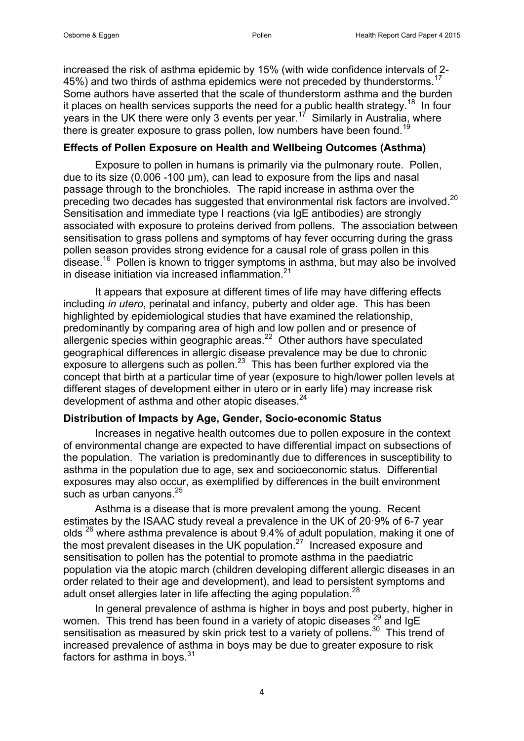increased the risk of asthma epidemic by 15% (with wide confidence intervals of 2-45%) and two thirds of asthma epidemics were not preceded by thunderstorms.[17] Some authors have asserted that the scale of thunderstorm asthma and the burden it places on health services supports the need for a public health strategy.[18] In four years in the UK there were only 3 events per year.[17] Similarly in Australia, where there is greater exposure to grass pollen, low numbers have been found.[19]

**Effects of Pollen Exposure on Health and Wellbeing Outcomes (Asthma)**

Exposure to pollen in humans is primarily via the pulmonary route. Pollen, due to its size (0.006 -100 µm), can lead to exposure from the lips and nasal passage through to the bronchioles. The rapid increase in asthma over the preceding two decades has suggested that environmental risk factors are involved.[20] Sensitisation and immediate type I reactions (via IgE antibodies) are strongly associated with exposure to proteins derived from pollens. The association between sensitisation to grass pollens and symptoms of hay fever occurring during the grass pollen season provides strong evidence for a causal role of grass pollen in this disease.[16] Pollen is known to trigger symptoms in asthma, but may also be involved in disease initiation via increased inflammation.[21]

It appears that exposure at different times of life may have differing effects including *in utero*, perinatal and infancy, puberty and older age. This has been highlighted by epidemiological studies that have examined the relationship, predominantly by comparing area of high and low pollen and or presence of allergenic species within geographic areas.[22] Other authors have speculated geographical differences in allergic disease prevalence may be due to chronic exposure to allergens such as pollen.[23] This has been further explored via the concept that birth at a particular time of year (exposure to high/lower pollen levels at different stages of development either in utero or in early life) may increase risk development of asthma and other atopic diseases.[24]

**Distribution of Impacts by Age, Gender, Socio-economic Status**

Increases in negative health outcomes due to pollen exposure in the context of environmental change are expected to have differential impact on subsections of the population. The variation is predominantly due to differences in susceptibility to asthma in the population due to age, sex and socioeconomic status. Differential exposures may also occur, as exemplified by differences in the built environment such as urban canyons.[25]

Asthma is a disease that is more prevalent among the young. Recent estimates by the ISAAC study reveal a prevalence in the UK of 20·9% of 6-7 year olds [26] where asthma prevalence is about 9.4% of adult population, making it one of the most prevalent diseases in the UK population.[27] Increased exposure and sensitisation to pollen has the potential to promote asthma in the paediatric population via the atopic march (children developing different allergic diseases in an order related to their age and development), and lead to persistent symptoms and adult onset allergies later in life affecting the aging population.[28]

In general prevalence of asthma is higher in boys and post puberty, higher in women. This trend has been found in a variety of atopic diseases [29] and IgE sensitisation as measured by skin prick test to a variety of pollens.[30] This trend of increased prevalence of asthma in boys may be due to greater exposure to risk factors for asthma in boys.[31]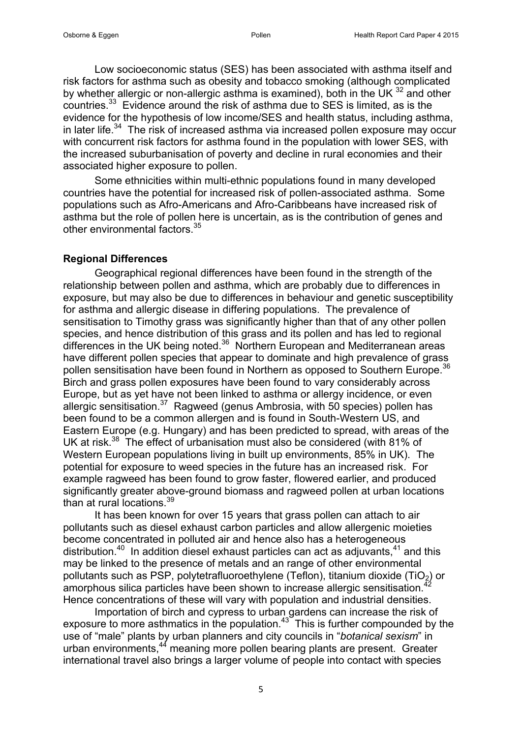Low socioeconomic status (SES) has been associated with asthma itself and risk factors for asthma such as obesity and tobacco smoking (although complicated by whether allergic or non-allergic asthma is examined), both in the UK [32] and other countries.[33] Evidence around the risk of asthma due to SES is limited, as is the evidence for the hypothesis of low income/SES and health status, including asthma, in later life.[34] The risk of increased asthma via increased pollen exposure may occur with concurrent risk factors for asthma found in the population with lower SES, with the increased suburbanisation of poverty and decline in rural economies and their associated higher exposure to pollen.

Some ethnicities within multi-ethnic populations found in many developed countries have the potential for increased risk of pollen-associated asthma. Some populations such as Afro-Americans and Afro-Caribbeans have increased risk of asthma but the role of pollen here is uncertain, as is the contribution of genes and other environmental factors.[35]

**Regional Differences**

Geographical regional differences have been found in the strength of the relationship between pollen and asthma, which are probably due to differences in exposure, but may also be due to differences in behaviour and genetic susceptibility for asthma and allergic disease in differing populations. The prevalence of sensitisation to Timothy grass was significantly higher than that of any other pollen species, and hence distribution of this grass and its pollen and has led to regional differences in the UK being noted.[36] Northern European and Mediterranean areas have different pollen species that appear to dominate and high prevalence of grass pollen sensitisation have been found in Northern as opposed to Southern Europe.[36] Birch and grass pollen exposures have been found to vary considerably across Europe, but as yet have not been linked to asthma or allergy incidence, or even allergic sensitisation.[37] Ragweed (genus Ambrosia, with 50 species) pollen has been found to be a common allergen and is found in South-Western US, and Eastern Europe (e.g. Hungary) and has been predicted to spread, with areas of the UK at risk.[38] The effect of urbanisation must also be considered (with 81% of Western European populations living in built up environments, 85% in UK). The potential for exposure to weed species in the future has an increased risk. For example ragweed has been found to grow faster, flowered earlier, and produced significantly greater above-ground biomass and ragweed pollen at urban locations than at rural locations.[39]

It has been known for over 15 years that grass pollen can attach to air pollutants such as diesel exhaust carbon particles and allow allergenic moieties become concentrated in polluted air and hence also has a heterogeneous distribution.[40] In addition diesel exhaust particles can act as adjuvants,[41] and this may be linked to the presence of metals and an range of other environmental pollutants such as PSP, polytetrafluoroethylene (Teflon), titanium dioxide ($TiO_2$) or amorphous silica particles have been shown to increase allergic sensitisation.[42] Hence concentrations of these will vary with population and industrial densities.

Importation of birch and cypress to urban gardens can increase the risk of exposure to more asthmatics in the population.[43] This is further compounded by the use of "male" plants by urban planners and city councils in "*botanical sexism*" in urban environments,[44] meaning more pollen bearing plants are present. Greater international travel also brings a larger volume of people into contact with species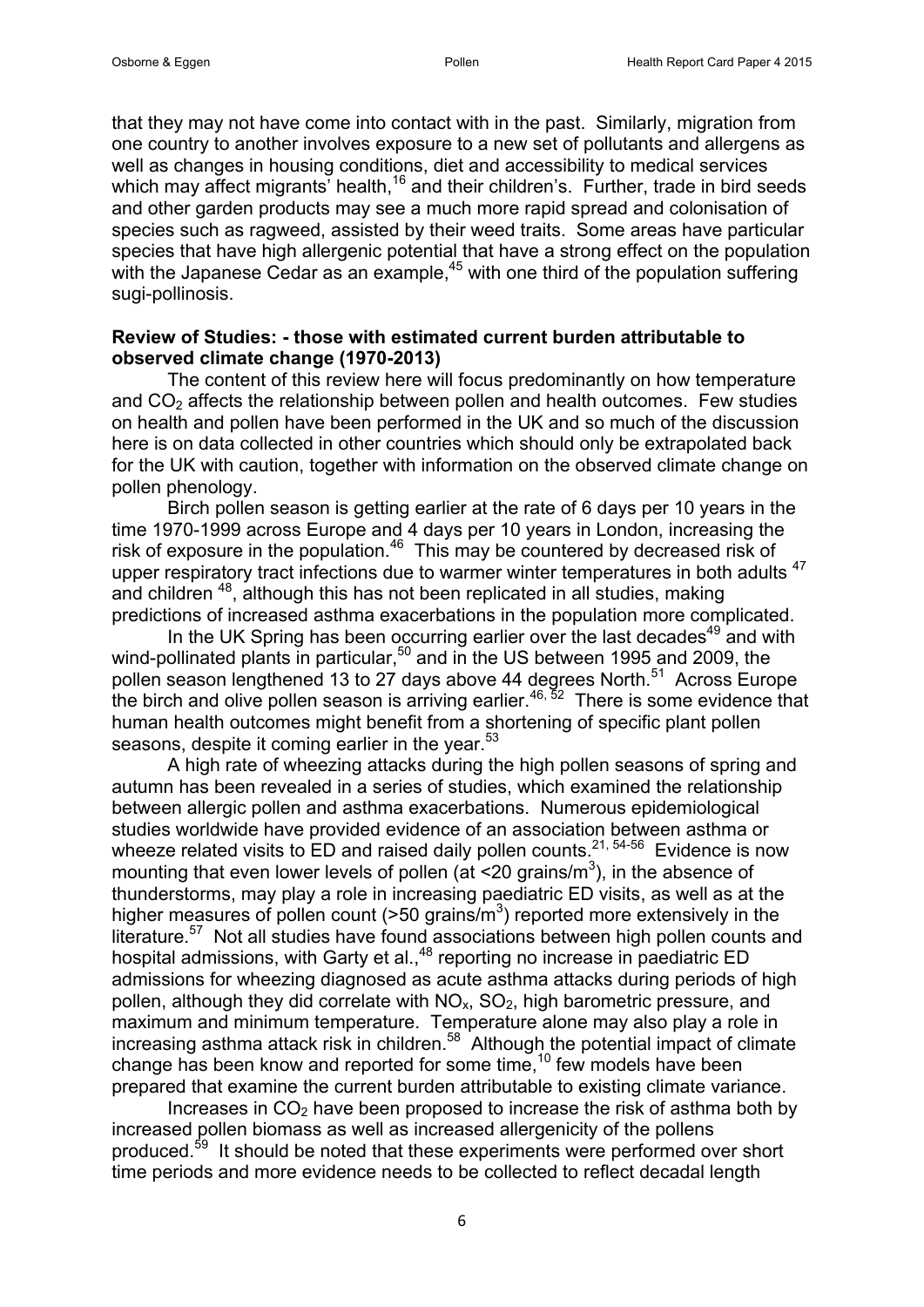that they may not have come into contact with in the past. Similarly, migration from one country to another involves exposure to a new set of pollutants and allergens as well as changes in housing conditions, diet and accessibility to medical services which may affect migrants' health,[16] and their children's. Further, trade in bird seeds and other garden products may see a much more rapid spread and colonisation of species such as ragweed, assisted by their weed traits. Some areas have particular species that have high allergenic potential that have a strong effect on the population with the Japanese Cedar as an example,[45] with one third of the population suffering sugi-pollinosis.

**Review of Studies: - those with estimated current burden attributable to observed climate change (1970-2013)**

The content of this review here will focus predominantly on how temperature and $CO_2$ affects the relationship between pollen and health outcomes. Few studies on health and pollen have been performed in the UK and so much of the discussion here is on data collected in other countries which should only be extrapolated back for the UK with caution, together with information on the observed climate change on pollen phenology.

Birch pollen season is getting earlier at the rate of 6 days per 10 years in the time 1970-1999 across Europe and 4 days per 10 years in London, increasing the risk of exposure in the population.[46] This may be countered by decreased risk of upper respiratory tract infections due to warmer winter temperatures in both adults [47] and children [48], although this has not been replicated in all studies, making predictions of increased asthma exacerbations in the population more complicated.

In the UK Spring has been occurring earlier over the last decades[49] and with wind-pollinated plants in particular,[50] and in the US between 1995 and 2009, the pollen season lengthened 13 to 27 days above 44 degrees North.[51] Across Europe the birch and olive pollen season is arriving earlier.[46, 52] There is some evidence that human health outcomes might benefit from a shortening of specific plant pollen seasons, despite it coming earlier in the year.[53]

A high rate of wheezing attacks during the high pollen seasons of spring and autumn has been revealed in a series of studies, which examined the relationship between allergic pollen and asthma exacerbations. Numerous epidemiological studies worldwide have provided evidence of an association between asthma or wheeze related visits to ED and raised daily pollen counts.[21, 54-56] Evidence is now mounting that even lower levels of pollen (at <20 grains/$m^3$), in the absence of thunderstorms, may play a role in increasing paediatric ED visits, as well as at the higher measures of pollen count (>50 grains/$m^3$) reported more extensively in the literature.[57] Not all studies have found associations between high pollen counts and hospital admissions, with Garty et al.,[48] reporting no increase in paediatric ED admissions for wheezing diagnosed as acute asthma attacks during periods of high pollen, although they did correlate with $NO_x$, $SO_2$, high barometric pressure, and maximum and minimum temperature. Temperature alone may also play a role in increasing asthma attack risk in children.[58] Although the potential impact of climate change has been know and reported for some time,[10] few models have been prepared that examine the current burden attributable to existing climate variance.

Increases in $CO_2$ have been proposed to increase the risk of asthma both by increased pollen biomass as well as increased allergenicity of the pollens produced.[59] It should be noted that these experiments were performed over short time periods and more evidence needs to be collected to reflect decadal length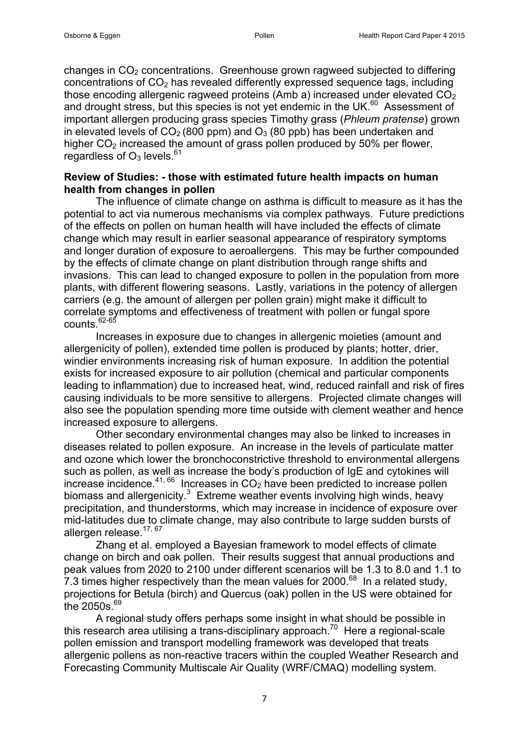changes in $CO_2$ concentrations. Greenhouse grown ragweed subjected to differing concentrations of $CO_2$ has revealed differently expressed sequence tags, including those encoding allergenic ragweed proteins (Amb a) increased under elevated $CO_2$ and drought stress, but this species is not yet endemic in the UK.[60] Assessment of important allergen producing grass species Timothy grass (*Phleum pratense*) grown in elevated levels of $CO_2$ (800 ppm) and $O_3$ (80 ppb) has been undertaken and higher $CO_2$ increased the amount of grass pollen produced by 50% per flower, regardless of $O_3$ levels.[61]

**Review of Studies: - those with estimated future health impacts on human health from changes in pollen**

The influence of climate change on asthma is difficult to measure as it has the potential to act via numerous mechanisms via complex pathways. Future predictions of the effects on pollen on human health will have included the effects of climate change which may result in earlier seasonal appearance of respiratory symptoms and longer duration of exposure to aeroallergens. This may be further compounded by the effects of climate change on plant distribution through range shifts and invasions. This can lead to changed exposure to pollen in the population from more plants, with different flowering seasons. Lastly, variations in the potency of allergen carriers (e.g. the amount of allergen per pollen grain) might make it difficult to correlate symptoms and effectiveness of treatment with pollen or fungal spore counts.[62-65]

Increases in exposure due to changes in allergenic moieties (amount and allergenicity of pollen), extended time pollen is produced by plants; hotter, drier, windier environments increasing risk of human exposure. In addition the potential exists for increased exposure to air pollution (chemical and particular components leading to inflammation) due to increased heat, wind, reduced rainfall and risk of fires causing individuals to be more sensitive to allergens. Projected climate changes will also see the population spending more time outside with clement weather and hence increased exposure to allergens.

Other secondary environmental changes may also be linked to increases in diseases related to pollen exposure. An increase in the levels of particulate matter and ozone which lower the bronchoconstrictive threshold to environmental allergens such as pollen, as well as increase the body's production of IgE and cytokines will increase incidence.[41, 66] Increases in $CO_2$ have been predicted to increase pollen biomass and allergenicity.[3] Extreme weather events involving high winds, heavy precipitation, and thunderstorms, which may increase in incidence of exposure over mid-latitudes due to climate change, may also contribute to large sudden bursts of allergen release.[17, 67]

Zhang et al. employed a Bayesian framework to model effects of climate change on birch and oak pollen. Their results suggest that annual productions and peak values from 2020 to 2100 under different scenarios will be 1.3 to 8.0 and 1.1 to 7.3 times higher respectively than the mean values for 2000.[68] In a related study, projections for Betula (birch) and Quercus (oak) pollen in the US were obtained for the 2050s.[69]

A regional study offers perhaps some insight in what should be possible in this research area utilising a trans-disciplinary approach.[70] Here a regional-scale pollen emission and transport modelling framework was developed that treats allergenic pollens as non-reactive tracers within the coupled Weather Research and Forecasting Community Multiscale Air Quality (WRF/CMAQ) modelling system.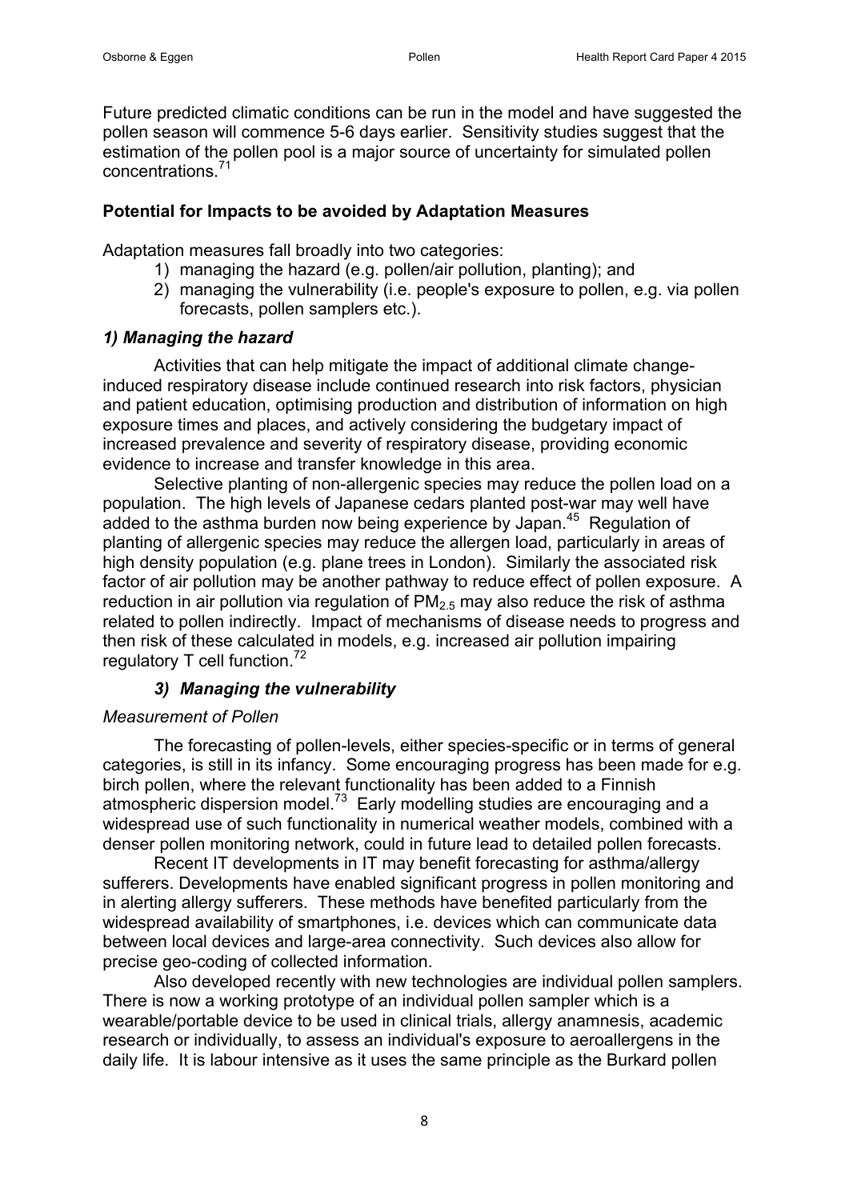Future predicted climatic conditions can be run in the model and have suggested the pollen season will commence 5-6 days earlier. Sensitivity studies suggest that the estimation of the pollen pool is a major source of uncertainty for simulated pollen concentrations.[71]

**Potential for Impacts to be avoided by Adaptation Measures**

Adaptation measures fall broadly into two categories:

1) managing the hazard (e.g. pollen/air pollution, planting); and
2) managing the vulnerability (i.e. people's exposure to pollen, e.g. via pollen forecasts, pollen samplers etc.).

***1) Managing the hazard***

Activities that can help mitigate the impact of additional climate change-induced respiratory disease include continued research into risk factors, physician and patient education, optimising production and distribution of information on high exposure times and places, and actively considering the budgetary impact of increased prevalence and severity of respiratory disease, providing economic evidence to increase and transfer knowledge in this area.

Selective planting of non-allergenic species may reduce the pollen load on a population. The high levels of Japanese cedars planted post-war may well have added to the asthma burden now being experience by Japan.[45] Regulation of planting of allergenic species may reduce the allergen load, particularly in areas of high density population (e.g. plane trees in London). Similarly the associated risk factor of air pollution may be another pathway to reduce effect of pollen exposure. A reduction in air pollution via regulation of $PM_{2.5}$ may also reduce the risk of asthma related to pollen indirectly. Impact of mechanisms of disease needs to progress and then risk of these calculated in models, e.g. increased air pollution impairing regulatory T cell function.[72]

***3) Managing the vulnerability***

*Measurement of Pollen*

The forecasting of pollen-levels, either species-specific or in terms of general categories, is still in its infancy. Some encouraging progress has been made for e.g. birch pollen, where the relevant functionality has been added to a Finnish atmospheric dispersion model.[73] Early modelling studies are encouraging and a widespread use of such functionality in numerical weather models, combined with a denser pollen monitoring network, could in future lead to detailed pollen forecasts.

Recent IT developments in IT may benefit forecasting for asthma/allergy sufferers. Developments have enabled significant progress in pollen monitoring and in alerting allergy sufferers. These methods have benefited particularly from the widespread availability of smartphones, i.e. devices which can communicate data between local devices and large-area connectivity. Such devices also allow for precise geo-coding of collected information.

Also developed recently with new technologies are individual pollen samplers. There is now a working prototype of an individual pollen sampler which is a wearable/portable device to be used in clinical trials, allergy anamnesis, academic research or individually, to assess an individual's exposure to aeroallergens in the daily life. It is labour intensive as it uses the same principle as the Burkard pollen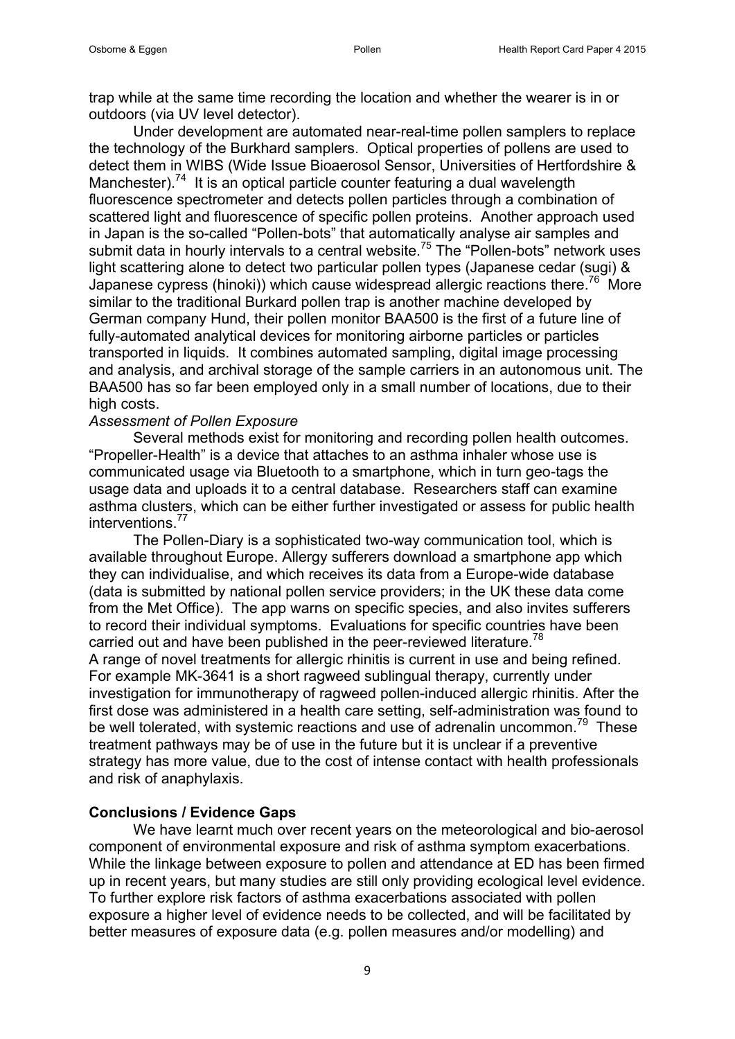trap while at the same time recording the location and whether the wearer is in or outdoors (via UV level detector).

Under development are automated near-real-time pollen samplers to replace the technology of the Burkhard samplers. Optical properties of pollens are used to detect them in WIBS (Wide Issue Bioaerosol Sensor, Universities of Hertfordshire & Manchester).[74] It is an optical particle counter featuring a dual wavelength fluorescence spectrometer and detects pollen particles through a combination of scattered light and fluorescence of specific pollen proteins. Another approach used in Japan is the so-called "Pollen-bots" that automatically analyse air samples and submit data in hourly intervals to a central website.[75] The "Pollen-bots" network uses light scattering alone to detect two particular pollen types (Japanese cedar (sugi) & Japanese cypress (hinoki)) which cause widespread allergic reactions there.[76] More similar to the traditional Burkard pollen trap is another machine developed by German company Hund, their pollen monitor BAA500 is the first of a future line of fully-automated analytical devices for monitoring airborne particles or particles transported in liquids. It combines automated sampling, digital image processing and analysis, and archival storage of the sample carriers in an autonomous unit. The BAA500 has so far been employed only in a small number of locations, due to their high costs.

*Assessment of Pollen Exposure*

Several methods exist for monitoring and recording pollen health outcomes. "Propeller-Health" is a device that attaches to an asthma inhaler whose use is communicated usage via Bluetooth to a smartphone, which in turn geo-tags the usage data and uploads it to a central database. Researchers staff can examine asthma clusters, which can be either further investigated or assess for public health interventions.[77]

The Pollen-Diary is a sophisticated two-way communication tool, which is available throughout Europe. Allergy sufferers download a smartphone app which they can individualise, and which receives its data from a Europe-wide database (data is submitted by national pollen service providers; in the UK these data come from the Met Office). The app warns on specific species, and also invites sufferers to record their individual symptoms. Evaluations for specific countries have been carried out and have been published in the peer-reviewed literature.[78]

A range of novel treatments for allergic rhinitis is current in use and being refined. For example MK-3641 is a short ragweed sublingual therapy, currently under investigation for immunotherapy of ragweed pollen-induced allergic rhinitis. After the first dose was administered in a health care setting, self-administration was found to be well tolerated, with systemic reactions and use of adrenalin uncommon.[79] These treatment pathways may be of use in the future but it is unclear if a preventive strategy has more value, due to the cost of intense contact with health professionals and risk of anaphylaxis.

**Conclusions / Evidence Gaps**

We have learnt much over recent years on the meteorological and bio-aerosol component of environmental exposure and risk of asthma symptom exacerbations. While the linkage between exposure to pollen and attendance at ED has been firmed up in recent years, but many studies are still only providing ecological level evidence. To further explore risk factors of asthma exacerbations associated with pollen exposure a higher level of evidence needs to be collected, and will be facilitated by better measures of exposure data (e.g. pollen measures and/or modelling) and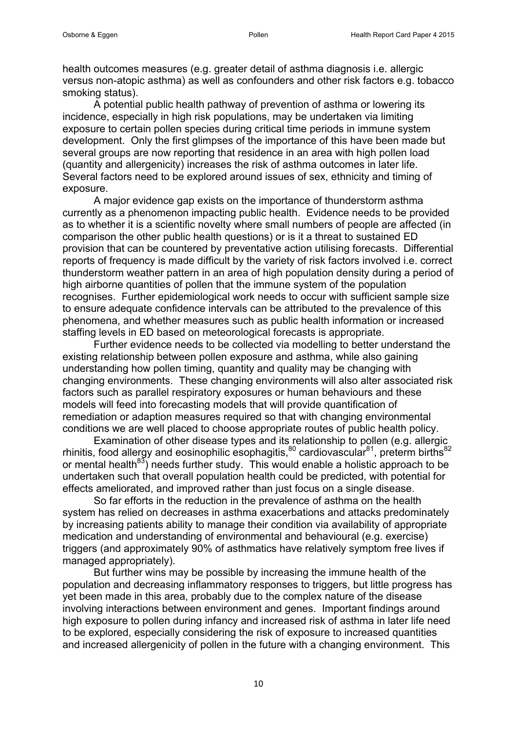health outcomes measures (e.g. greater detail of asthma diagnosis i.e. allergic versus non-atopic asthma) as well as confounders and other risk factors e.g. tobacco smoking status).

A potential public health pathway of prevention of asthma or lowering its incidence, especially in high risk populations, may be undertaken via limiting exposure to certain pollen species during critical time periods in immune system development. Only the first glimpses of the importance of this have been made but several groups are now reporting that residence in an area with high pollen load (quantity and allergenicity) increases the risk of asthma outcomes in later life. Several factors need to be explored around issues of sex, ethnicity and timing of exposure.

A major evidence gap exists on the importance of thunderstorm asthma currently as a phenomenon impacting public health. Evidence needs to be provided as to whether it is a scientific novelty where small numbers of people are affected (in comparison the other public health questions) or is it a threat to sustained ED provision that can be countered by preventative action utilising forecasts. Differential reports of frequency is made difficult by the variety of risk factors involved i.e. correct thunderstorm weather pattern in an area of high population density during a period of high airborne quantities of pollen that the immune system of the population recognises. Further epidemiological work needs to occur with sufficient sample size to ensure adequate confidence intervals can be attributed to the prevalence of this phenomena, and whether measures such as public health information or increased staffing levels in ED based on meteorological forecasts is appropriate.

Further evidence needs to be collected via modelling to better understand the existing relationship between pollen exposure and asthma, while also gaining understanding how pollen timing, quantity and quality may be changing with changing environments. These changing environments will also alter associated risk factors such as parallel respiratory exposures or human behaviours and these models will feed into forecasting models that will provide quantification of remediation or adaption measures required so that with changing environmental conditions we are well placed to choose appropriate routes of public health policy.

Examination of other disease types and its relationship to pollen (e.g. allergic rhinitis, food allergy and eosinophilic esophagitis,[80] cardiovascular[81], preterm births[82] or mental health[83]) needs further study. This would enable a holistic approach to be undertaken such that overall population health could be predicted, with potential for effects ameliorated, and improved rather than just focus on a single disease.

So far efforts in the reduction in the prevalence of asthma on the health system has relied on decreases in asthma exacerbations and attacks predominately by increasing patients ability to manage their condition via availability of appropriate medication and understanding of environmental and behavioural (e.g. exercise) triggers (and approximately 90% of asthmatics have relatively symptom free lives if managed appropriately).

But further wins may be possible by increasing the immune health of the population and decreasing inflammatory responses to triggers, but little progress has yet been made in this area, probably due to the complex nature of the disease involving interactions between environment and genes. Important findings around high exposure to pollen during infancy and increased risk of asthma in later life need to be explored, especially considering the risk of exposure to increased quantities and increased allergenicity of pollen in the future with a changing environment. This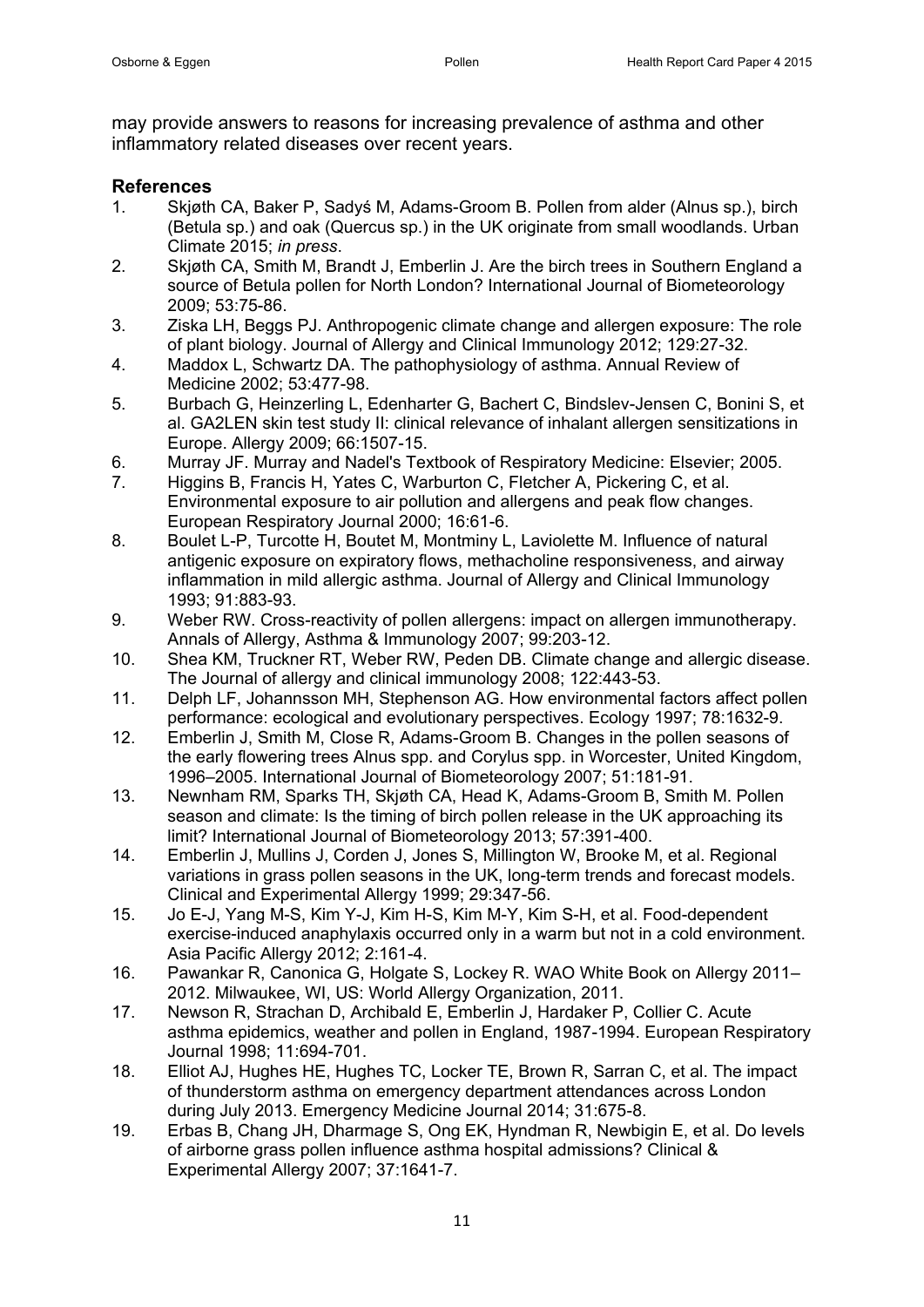may provide answers to reasons for increasing prevalence of asthma and other inflammatory related diseases over recent years.

## References

1. Skjøth CA, Baker P, Sadyś M, Adams-Groom B. Pollen from alder (Alnus sp.), birch (Betula sp.) and oak (Quercus sp.) in the UK originate from small woodlands. Urban Climate 2015; *in press*.
2. Skjøth CA, Smith M, Brandt J, Emberlin J. Are the birch trees in Southern England a source of Betula pollen for North London? International Journal of Biometeorology 2009; 53:75-86.
3. Ziska LH, Beggs PJ. Anthropogenic climate change and allergen exposure: The role of plant biology. Journal of Allergy and Clinical Immunology 2012; 129:27-32.
4. Maddox L, Schwartz DA. The pathophysiology of asthma. Annual Review of Medicine 2002; 53:477-98.
5. Burbach G, Heinzerling L, Edenharter G, Bachert C, Bindslev-Jensen C, Bonini S, et al. GA2LEN skin test study II: clinical relevance of inhalant allergen sensitizations in Europe. Allergy 2009; 66:1507-15.
6. Murray JF. Murray and Nadel's Textbook of Respiratory Medicine: Elsevier; 2005.
7. Higgins B, Francis H, Yates C, Warburton C, Fletcher A, Pickering C, et al. Environmental exposure to air pollution and allergens and peak flow changes. European Respiratory Journal 2000; 16:61-6.
8. Boulet L-P, Turcotte H, Boutet M, Montminy L, Laviolette M. Influence of natural antigenic exposure on expiratory flows, methacholine responsiveness, and airway inflammation in mild allergic asthma. Journal of Allergy and Clinical Immunology 1993; 91:883-93.
9. Weber RW. Cross-reactivity of pollen allergens: impact on allergen immunotherapy. Annals of Allergy, Asthma & Immunology 2007; 99:203-12.
10. Shea KM, Truckner RT, Weber RW, Peden DB. Climate change and allergic disease. The Journal of allergy and clinical immunology 2008; 122:443-53.
11. Delph LF, Johannsson MH, Stephenson AG. How environmental factors affect pollen performance: ecological and evolutionary perspectives. Ecology 1997; 78:1632-9.
12. Emberlin J, Smith M, Close R, Adams-Groom B. Changes in the pollen seasons of the early flowering trees Alnus spp. and Corylus spp. in Worcester, United Kingdom, 1996–2005. International Journal of Biometeorology 2007; 51:181-91.
13. Newnham RM, Sparks TH, Skjøth CA, Head K, Adams-Groom B, Smith M. Pollen season and climate: Is the timing of birch pollen release in the UK approaching its limit? International Journal of Biometeorology 2013; 57:391-400.
14. Emberlin J, Mullins J, Corden J, Jones S, Millington W, Brooke M, et al. Regional variations in grass pollen seasons in the UK, long-term trends and forecast models. Clinical and Experimental Allergy 1999; 29:347-56.
15. Jo E-J, Yang M-S, Kim Y-J, Kim H-S, Kim M-Y, Kim S-H, et al. Food-dependent exercise-induced anaphylaxis occurred only in a warm but not in a cold environment. Asia Pacific Allergy 2012; 2:161-4.
16. Pawankar R, Canonica G, Holgate S, Lockey R. WAO White Book on Allergy 2011–2012. Milwaukee, WI, US: World Allergy Organization, 2011.
17. Newson R, Strachan D, Archibald E, Emberlin J, Hardaker P, Collier C. Acute asthma epidemics, weather and pollen in England, 1987-1994. European Respiratory Journal 1998; 11:694-701.
18. Elliot AJ, Hughes HE, Hughes TC, Locker TE, Brown R, Sarran C, et al. The impact of thunderstorm asthma on emergency department attendances across London during July 2013. Emergency Medicine Journal 2014; 31:675-8.
19. Erbas B, Chang JH, Dharmage S, Ong EK, Hyndman R, Newbigin E, et al. Do levels of airborne grass pollen influence asthma hospital admissions? Clinical & Experimental Allergy 2007; 37:1641-7.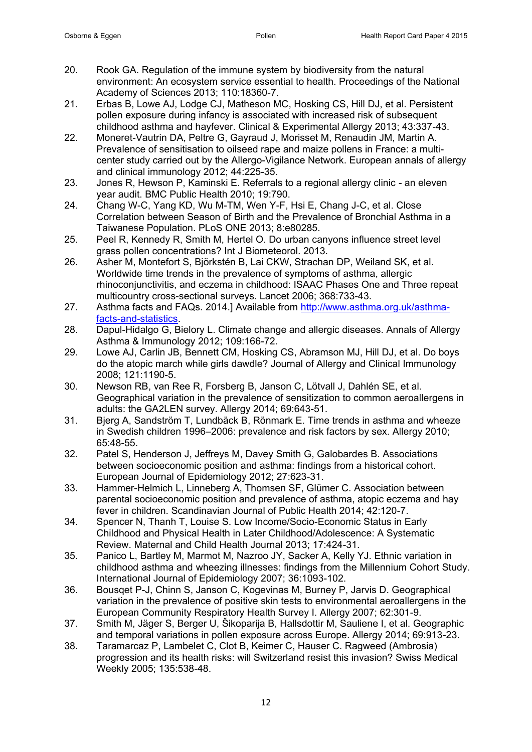20. Rook GA. Regulation of the immune system by biodiversity from the natural environment: An ecosystem service essential to health. Proceedings of the National Academy of Sciences 2013; 110:18360-7.
21. Erbas B, Lowe AJ, Lodge CJ, Matheson MC, Hosking CS, Hill DJ, et al. Persistent pollen exposure during infancy is associated with increased risk of subsequent childhood asthma and hayfever. Clinical & Experimental Allergy 2013; 43:337-43.
22. Moneret-Vautrin DA, Peltre G, Gayraud J, Morisset M, Renaudin JM, Martin A. Prevalence of sensitisation to oilseed rape and maize pollens in France: a multi-center study carried out by the Allergo-Vigilance Network. European annals of allergy and clinical immunology 2012; 44:225-35.
23. Jones R, Hewson P, Kaminski E. Referrals to a regional allergy clinic - an eleven year audit. BMC Public Health 2010; 19:790.
24. Chang W-C, Yang KD, Wu M-TM, Wen Y-F, Hsi E, Chang J-C, et al. Close Correlation between Season of Birth and the Prevalence of Bronchial Asthma in a Taiwanese Population. PLoS ONE 2013; 8:e80285.
25. Peel R, Kennedy R, Smith M, Hertel O. Do urban canyons influence street level grass pollen concentrations? Int J Biometeorol. 2013.
26. Asher M, Montefort S, Björkstén B, Lai CKW, Strachan DP, Weiland SK, et al. Worldwide time trends in the prevalence of symptoms of asthma, allergic rhinoconjunctivitis, and eczema in childhood: ISAAC Phases One and Three repeat multicountry cross-sectional surveys. Lancet 2006; 368:733-43.
27. Asthma facts and FAQs. 2014.] Available from [http://www.asthma.org.uk/asthma-facts-and-statistics](http://www.asthma.org.uk/asthma-facts-and-statistics).
28. Dapul-Hidalgo G, Bielory L. Climate change and allergic diseases. Annals of Allergy Asthma & Immunology 2012; 109:166-72.
29. Lowe AJ, Carlin JB, Bennett CM, Hosking CS, Abramson MJ, Hill DJ, et al. Do boys do the atopic march while girls dawdle? Journal of Allergy and Clinical Immunology 2008; 121:1190-5.
30. Newson RB, van Ree R, Forsberg B, Janson C, Lötvall J, Dahlén SE, et al. Geographical variation in the prevalence of sensitization to common aeroallergens in adults: the GA2LEN survey. Allergy 2014; 69:643-51.
31. Bjerg A, Sandström T, Lundbäck B, Rönmark E. Time trends in asthma and wheeze in Swedish children 1996–2006: prevalence and risk factors by sex. Allergy 2010; 65:48-55.
32. Patel S, Henderson J, Jeffreys M, Davey Smith G, Galobardes B. Associations between socioeconomic position and asthma: findings from a historical cohort. European Journal of Epidemiology 2012; 27:623-31.
33. Hammer-Helmich L, Linneberg A, Thomsen SF, Glümer C. Association between parental socioeconomic position and prevalence of asthma, atopic eczema and hay fever in children. Scandinavian Journal of Public Health 2014; 42:120-7.
34. Spencer N, Thanh T, Louise S. Low Income/Socio-Economic Status in Early Childhood and Physical Health in Later Childhood/Adolescence: A Systematic Review. Maternal and Child Health Journal 2013; 17:424-31.
35. Panico L, Bartley M, Marmot M, Nazroo JY, Sacker A, Kelly YJ. Ethnic variation in childhood asthma and wheezing illnesses: findings from the Millennium Cohort Study. International Journal of Epidemiology 2007; 36:1093-102.
36. Bousqet P-J, Chinn S, Janson C, Kogevinas M, Burney P, Jarvis D. Geographical variation in the prevalence of positive skin tests to environmental aeroallergens in the European Community Respiratory Health Survey I. Allergy 2007; 62:301-9.
37. Smith M, Jäger S, Berger U, Šikoparija B, Hallsdottir M, Sauliene I, et al. Geographic and temporal variations in pollen exposure across Europe. Allergy 2014; 69:913-23.
38. Taramarcaz P, Lambelet C, Clot B, Keimer C, Hauser C. Ragweed (Ambrosia) progression and its health risks: will Switzerland resist this invasion? Swiss Medical Weekly 2005; 135:538-48.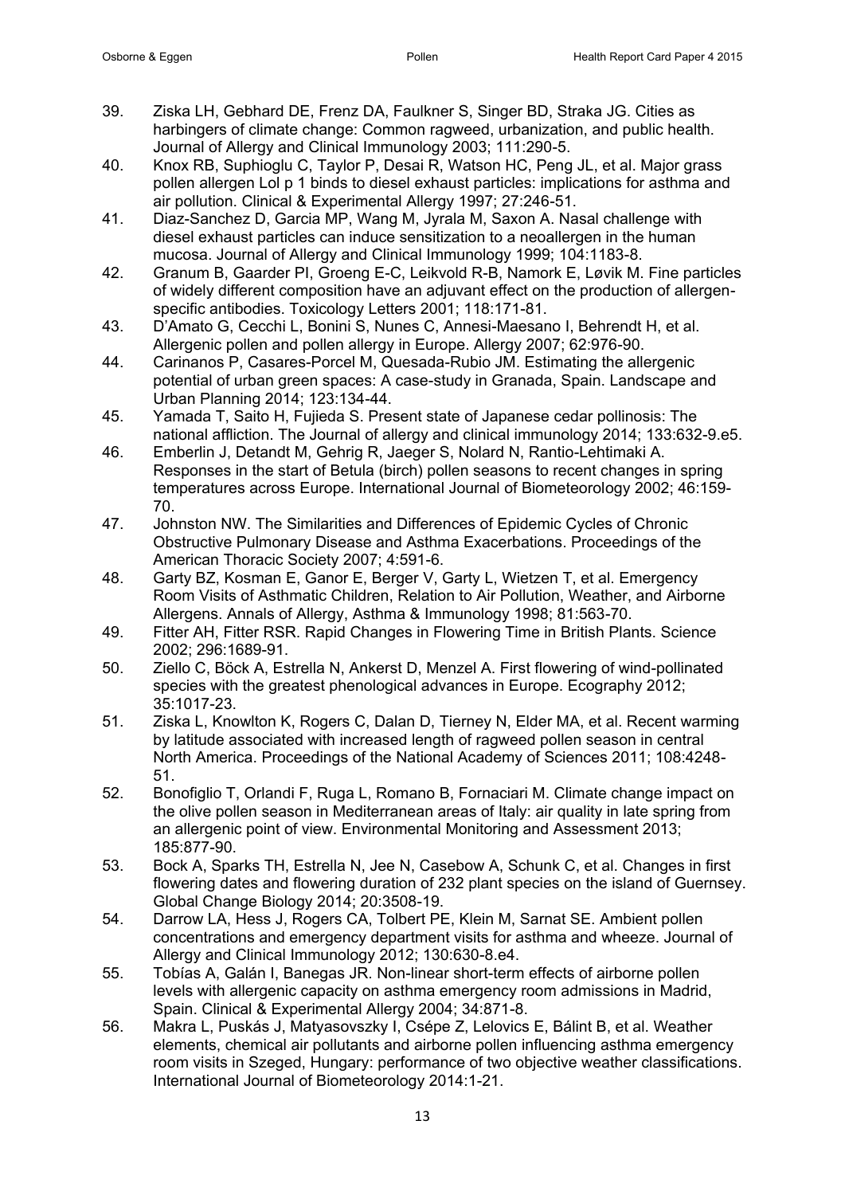39. Ziska LH, Gebhard DE, Frenz DA, Faulkner S, Singer BD, Straka JG. Cities as harbingers of climate change: Common ragweed, urbanization, and public health. Journal of Allergy and Clinical Immunology 2003; 111:290-5.
40. Knox RB, Suphioglu C, Taylor P, Desai R, Watson HC, Peng JL, et al. Major grass pollen allergen Lol p 1 binds to diesel exhaust particles: implications for asthma and air pollution. Clinical & Experimental Allergy 1997; 27:246-51.
41. Diaz-Sanchez D, Garcia MP, Wang M, Jyrala M, Saxon A. Nasal challenge with diesel exhaust particles can induce sensitization to a neoallergen in the human mucosa. Journal of Allergy and Clinical Immunology 1999; 104:1183-8.
42. Granum B, Gaarder PI, Groeng E-C, Leikvold R-B, Namork E, Løvik M. Fine particles of widely different composition have an adjuvant effect on the production of allergen-specific antibodies. Toxicology Letters 2001; 118:171-81.
43. D'Amato G, Cecchi L, Bonini S, Nunes C, Annesi-Maesano I, Behrendt H, et al. Allergenic pollen and pollen allergy in Europe. Allergy 2007; 62:976-90.
44. Carinanos P, Casares-Porcel M, Quesada-Rubio JM. Estimating the allergenic potential of urban green spaces: A case-study in Granada, Spain. Landscape and Urban Planning 2014; 123:134-44.
45. Yamada T, Saito H, Fujieda S. Present state of Japanese cedar pollinosis: The national affliction. The Journal of allergy and clinical immunology 2014; 133:632-9.e5.
46. Emberlin J, Detandt M, Gehrig R, Jaeger S, Nolard N, Rantio-Lehtimaki A. Responses in the start of Betula (birch) pollen seasons to recent changes in spring temperatures across Europe. International Journal of Biometeorology 2002; 46:159-70.
47. Johnston NW. The Similarities and Differences of Epidemic Cycles of Chronic Obstructive Pulmonary Disease and Asthma Exacerbations. Proceedings of the American Thoracic Society 2007; 4:591-6.
48. Garty BZ, Kosman E, Ganor E, Berger V, Garty L, Wietzen T, et al. Emergency Room Visits of Asthmatic Children, Relation to Air Pollution, Weather, and Airborne Allergens. Annals of Allergy, Asthma & Immunology 1998; 81:563-70.
49. Fitter AH, Fitter RSR. Rapid Changes in Flowering Time in British Plants. Science 2002; 296:1689-91.
50. Ziello C, Böck A, Estrella N, Ankerst D, Menzel A. First flowering of wind-pollinated species with the greatest phenological advances in Europe. Ecography 2012; 35:1017-23.
51. Ziska L, Knowlton K, Rogers C, Dalan D, Tierney N, Elder MA, et al. Recent warming by latitude associated with increased length of ragweed pollen season in central North America. Proceedings of the National Academy of Sciences 2011; 108:4248-51.
52. Bonofiglio T, Orlandi F, Ruga L, Romano B, Fornaciari M. Climate change impact on the olive pollen season in Mediterranean areas of Italy: air quality in late spring from an allergenic point of view. Environmental Monitoring and Assessment 2013; 185:877-90.
53. Bock A, Sparks TH, Estrella N, Jee N, Casebow A, Schunk C, et al. Changes in first flowering dates and flowering duration of 232 plant species on the island of Guernsey. Global Change Biology 2014; 20:3508-19.
54. Darrow LA, Hess J, Rogers CA, Tolbert PE, Klein M, Sarnat SE. Ambient pollen concentrations and emergency department visits for asthma and wheeze. Journal of Allergy and Clinical Immunology 2012; 130:630-8.e4.
55. Tobías A, Galán I, Banegas JR. Non-linear short-term effects of airborne pollen levels with allergenic capacity on asthma emergency room admissions in Madrid, Spain. Clinical & Experimental Allergy 2004; 34:871-8.
56. Makra L, Puskás J, Matyasovszky I, Csépe Z, Lelovics E, Bálint B, et al. Weather elements, chemical air pollutants and airborne pollen influencing asthma emergency room visits in Szeged, Hungary: performance of two objective weather classifications. International Journal of Biometeorology 2014:1-21.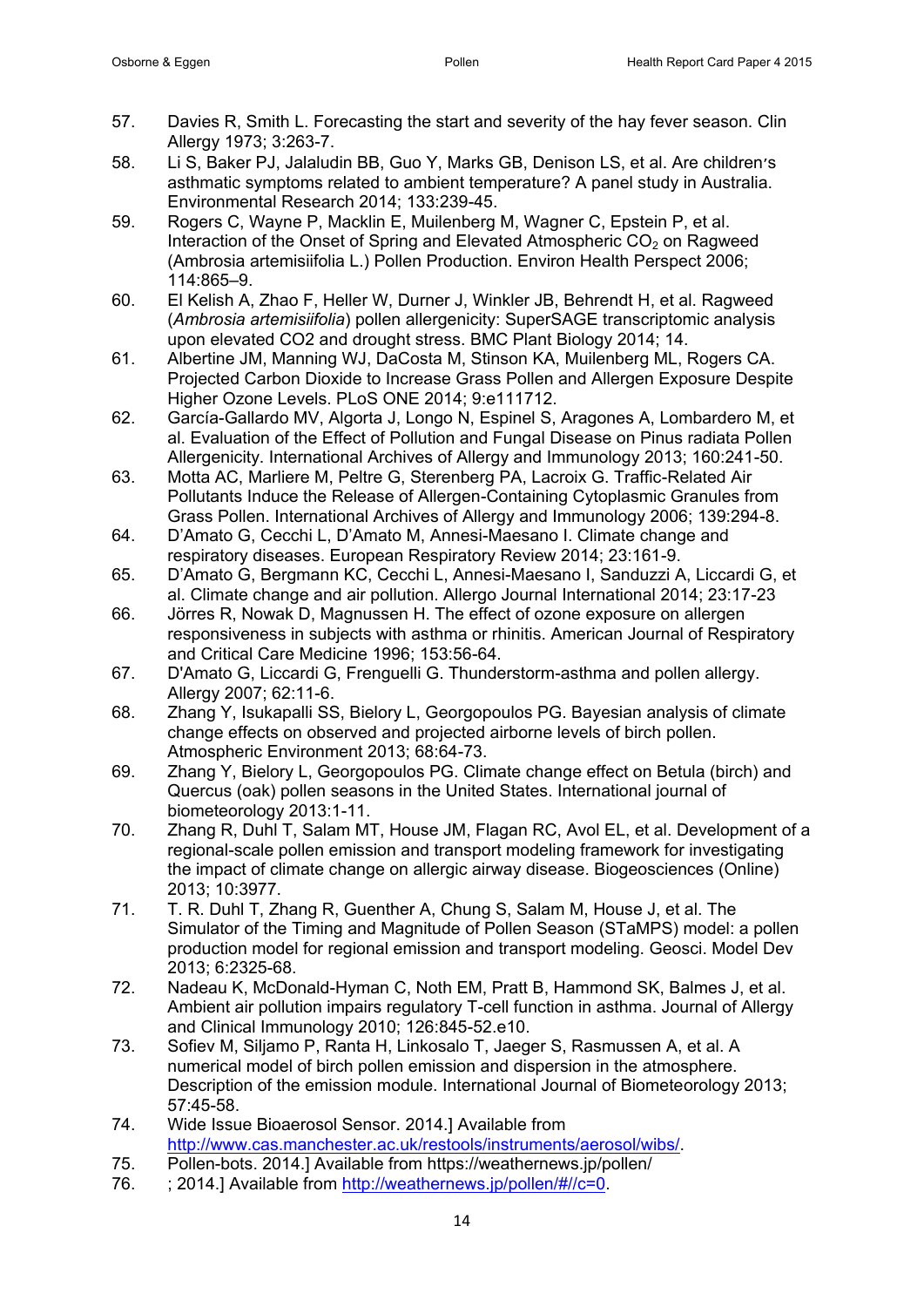57. Davies R, Smith L. Forecasting the start and severity of the hay fever season. Clin Allergy 1973; 3:263-7.
58. Li S, Baker PJ, Jalaludin BB, Guo Y, Marks GB, Denison LS, et al. Are children's asthmatic symptoms related to ambient temperature? A panel study in Australia. Environmental Research 2014; 133:239-45.
59. Rogers C, Wayne P, Macklin E, Muilenberg M, Wagner C, Epstein P, et al. Interaction of the Onset of Spring and Elevated Atmospheric $CO_2$ on Ragweed (Ambrosia artemisiifolia L.) Pollen Production. Environ Health Perspect 2006; 114:865–9.
60. El Kelish A, Zhao F, Heller W, Durner J, Winkler JB, Behrendt H, et al. Ragweed (*Ambrosia artemisiifolia*) pollen allergenicity: SuperSAGE transcriptomic analysis upon elevated CO2 and drought stress. BMC Plant Biology 2014; 14.
61. Albertine JM, Manning WJ, DaCosta M, Stinson KA, Muilenberg ML, Rogers CA. Projected Carbon Dioxide to Increase Grass Pollen and Allergen Exposure Despite Higher Ozone Levels. PLoS ONE 2014; 9:e111712.
62. García-Gallardo MV, Algorta J, Longo N, Espinel S, Aragones A, Lombardero M, et al. Evaluation of the Effect of Pollution and Fungal Disease on Pinus radiata Pollen Allergenicity. International Archives of Allergy and Immunology 2013; 160:241-50.
63. Motta AC, Marliere M, Peltre G, Sterenberg PA, Lacroix G. Traffic-Related Air Pollutants Induce the Release of Allergen-Containing Cytoplasmic Granules from Grass Pollen. International Archives of Allergy and Immunology 2006; 139:294-8.
64. D'Amato G, Cecchi L, D'Amato M, Annesi-Maesano I. Climate change and respiratory diseases. European Respiratory Review 2014; 23:161-9.
65. D'Amato G, Bergmann KC, Cecchi L, Annesi-Maesano I, Sanduzzi A, Liccardi G, et al. Climate change and air pollution. Allergo Journal International 2014; 23:17-23
66. Jörres R, Nowak D, Magnussen H. The effect of ozone exposure on allergen responsiveness in subjects with asthma or rhinitis. American Journal of Respiratory and Critical Care Medicine 1996; 153:56-64.
67. D'Amato G, Liccardi G, Frenguelli G. Thunderstorm-asthma and pollen allergy. Allergy 2007; 62:11-6.
68. Zhang Y, Isukapalli SS, Bielory L, Georgopoulos PG. Bayesian analysis of climate change effects on observed and projected airborne levels of birch pollen. Atmospheric Environment 2013; 68:64-73.
69. Zhang Y, Bielory L, Georgopoulos PG. Climate change effect on Betula (birch) and Quercus (oak) pollen seasons in the United States. International journal of biometeorology 2013:1-11.
70. Zhang R, Duhl T, Salam MT, House JM, Flagan RC, Avol EL, et al. Development of a regional-scale pollen emission and transport modeling framework for investigating the impact of climate change on allergic airway disease. Biogeosciences (Online) 2013; 10:3977.
71. T. R. Duhl T, Zhang R, Guenther A, Chung S, Salam M, House J, et al. The Simulator of the Timing and Magnitude of Pollen Season (STaMPS) model: a pollen production model for regional emission and transport modeling. Geosci. Model Dev 2013; 6:2325-68.
72. Nadeau K, McDonald-Hyman C, Noth EM, Pratt B, Hammond SK, Balmes J, et al. Ambient air pollution impairs regulatory T-cell function in asthma. Journal of Allergy and Clinical Immunology 2010; 126:845-52.e10.
73. Sofiev M, Siljamo P, Ranta H, Linkosalo T, Jaeger S, Rasmussen A, et al. A numerical model of birch pollen emission and dispersion in the atmosphere. Description of the emission module. International Journal of Biometeorology 2013; 57:45-58.
74. Wide Issue Bioaerosol Sensor. 2014.] Available from http://www.cas.manchester.ac.uk/restools/instruments/aerosol/wibs/.
75. Pollen-bots. 2014.] Available from https://weathernews.jp/pollen/
76. ; 2014.] Available from http://weathernews.jp/pollen/#//c=0.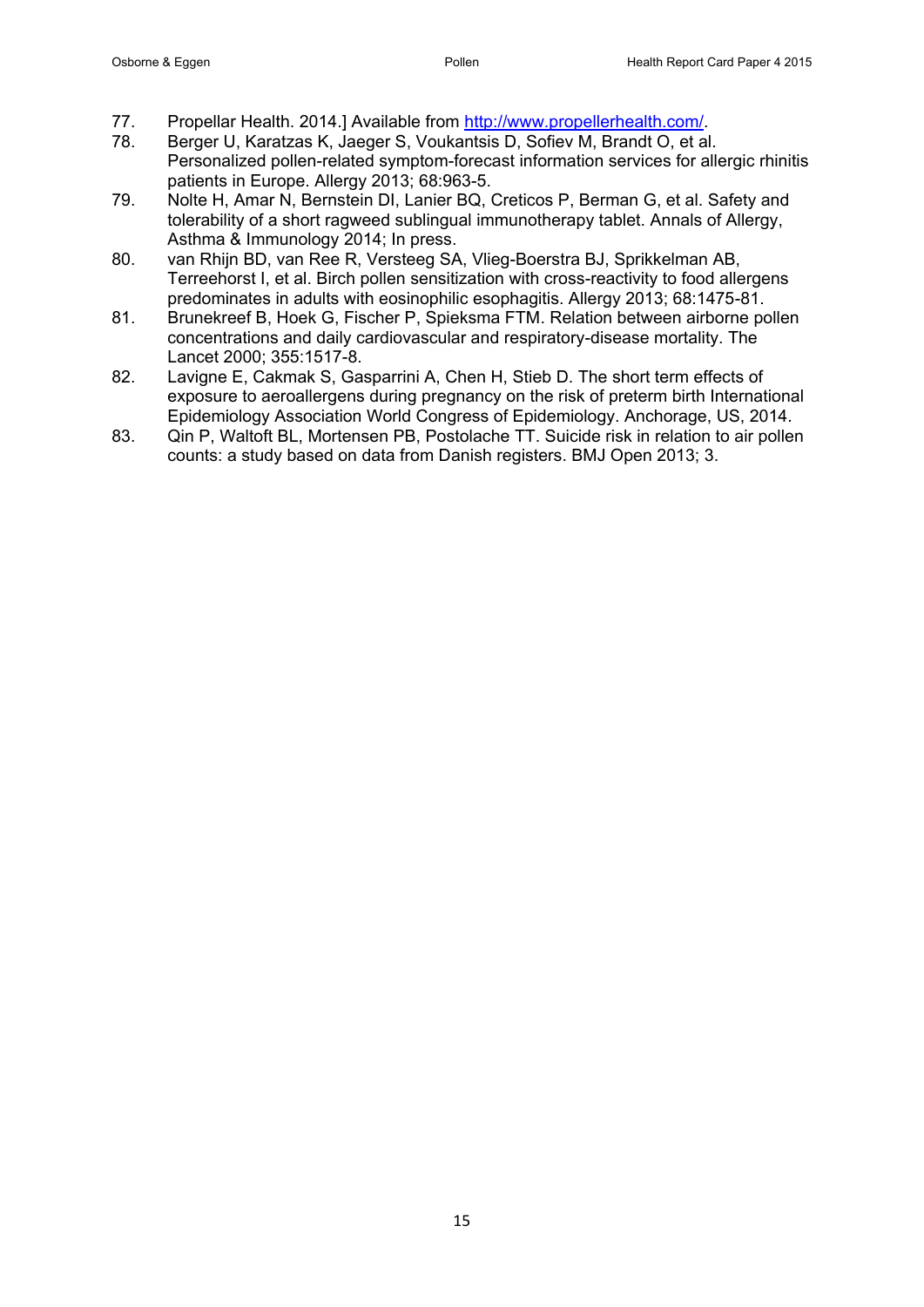77. Propellar Health. 2014.] Available from http://www.propellerhealth.com/.
78. Berger U, Karatzas K, Jaeger S, Voukantsis D, Sofiev M, Brandt O, et al. Personalized pollen-related symptom-forecast information services for allergic rhinitis patients in Europe. Allergy 2013; 68:963-5.
79. Nolte H, Amar N, Bernstein DI, Lanier BQ, Creticos P, Berman G, et al. Safety and tolerability of a short ragweed sublingual immunotherapy tablet. Annals of Allergy, Asthma & Immunology 2014; In press.
80. van Rhijn BD, van Ree R, Versteeg SA, Vlieg-Boerstra BJ, Sprikkelman AB, Terreehorst I, et al. Birch pollen sensitization with cross-reactivity to food allergens predominates in adults with eosinophilic esophagitis. Allergy 2013; 68:1475-81.
81. Brunekreef B, Hoek G, Fischer P, Spieksma FTM. Relation between airborne pollen concentrations and daily cardiovascular and respiratory-disease mortality. The Lancet 2000; 355:1517-8.
82. Lavigne E, Cakmak S, Gasparrini A, Chen H, Stieb D. The short term effects of exposure to aeroallergens during pregnancy on the risk of preterm birth International Epidemiology Association World Congress of Epidemiology. Anchorage, US, 2014.
83. Qin P, Waltoft BL, Mortensen PB, Postolache TT. Suicide risk in relation to air pollen counts: a study based on data from Danish registers. BMJ Open 2013; 3.